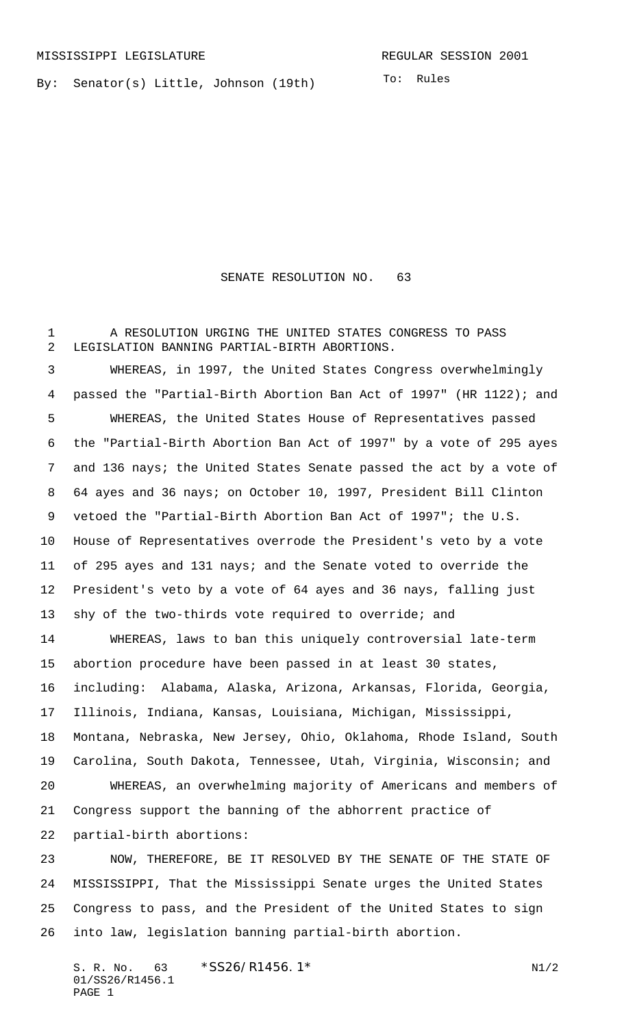MISSISSIPPI LEGISLATURE

REGULAR SESSION 2001

By: Senator(s) Little, Johnson (19th)

To: Rules

# SENATE RESOLUTION NO. 63

A RESOLUTION URGING THE UNITED STATES CONGRESS TO PASS LEGISLATION BANNING PARTIAL-BIRTH ABORTIONS.

WHEREAS, in 1997, the United States Congress overwhelmingly passed the "Partial-Birth Abortion Ban Act of 1997" (HR 1122); and

WHEREAS, the United States House of Representatives passed the "Partial-Birth Abortion Ban Act of 1997" by a vote of 295 ayes and 136 nays; the United States Senate passed the act by a vote of 64 ayes and 36 nays; on October 10, 1997, President Bill Clinton vetoed the "Partial-Birth Abortion Ban Act of 1997"; the U.S. House of Representatives overrode the President's veto by a vote of 295 ayes and 131 nays; and the Senate voted to override the President's veto by a vote of 64 ayes and 36 nays, falling just shy of the two-thirds vote required to override; and

WHEREAS, laws to ban this uniquely controversial late-term abortion procedure have been passed in at least 30 states, including: Alabama, Alaska, Arizona, Arkansas, Florida, Georgia, Illinois, Indiana, Kansas, Louisiana, Michigan, Mississippi, Montana, Nebraska, New Jersey, Ohio, Oklahoma, Rhode Island, South Carolina, South Dakota, Tennessee, Utah, Virginia, Wisconsin; and

WHEREAS, an overwhelming majority of Americans and members of Congress support the banning of the abhorrent practice of partial-birth abortions:

NOW, THEREFORE, BE IT RESOLVED BY THE SENATE OF THE STATE OF MISSISSIPPI, That the Mississippi Senate urges the United States Congress to pass, and the President of the United States to sign into law, legislation banning partial-birth abortion.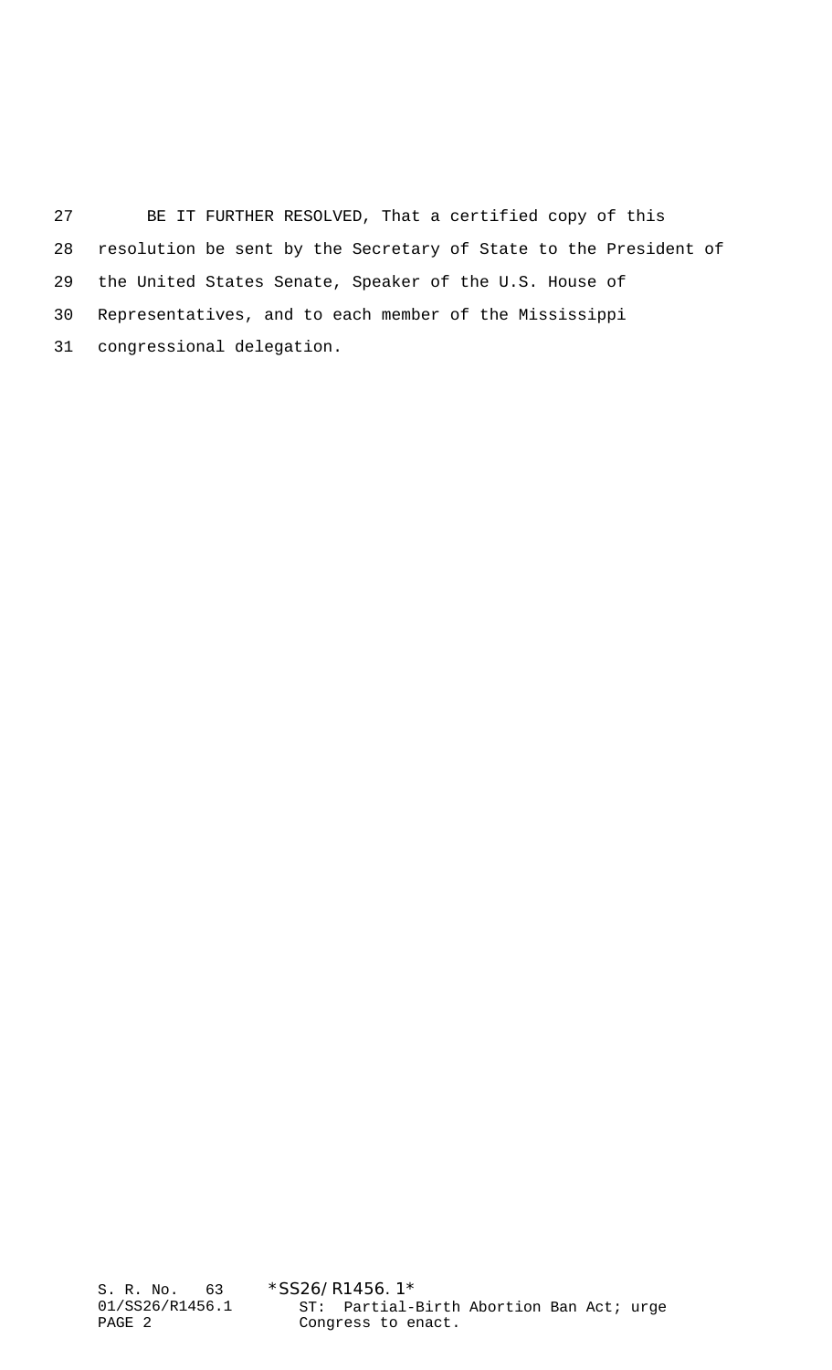BE IT FURTHER RESOLVED, That a certified copy of this resolution be sent by the Secretary of State to the President of the United States Senate, Speaker of the U.S. House of Representatives, and to each member of the Mississippi congressional delegation.